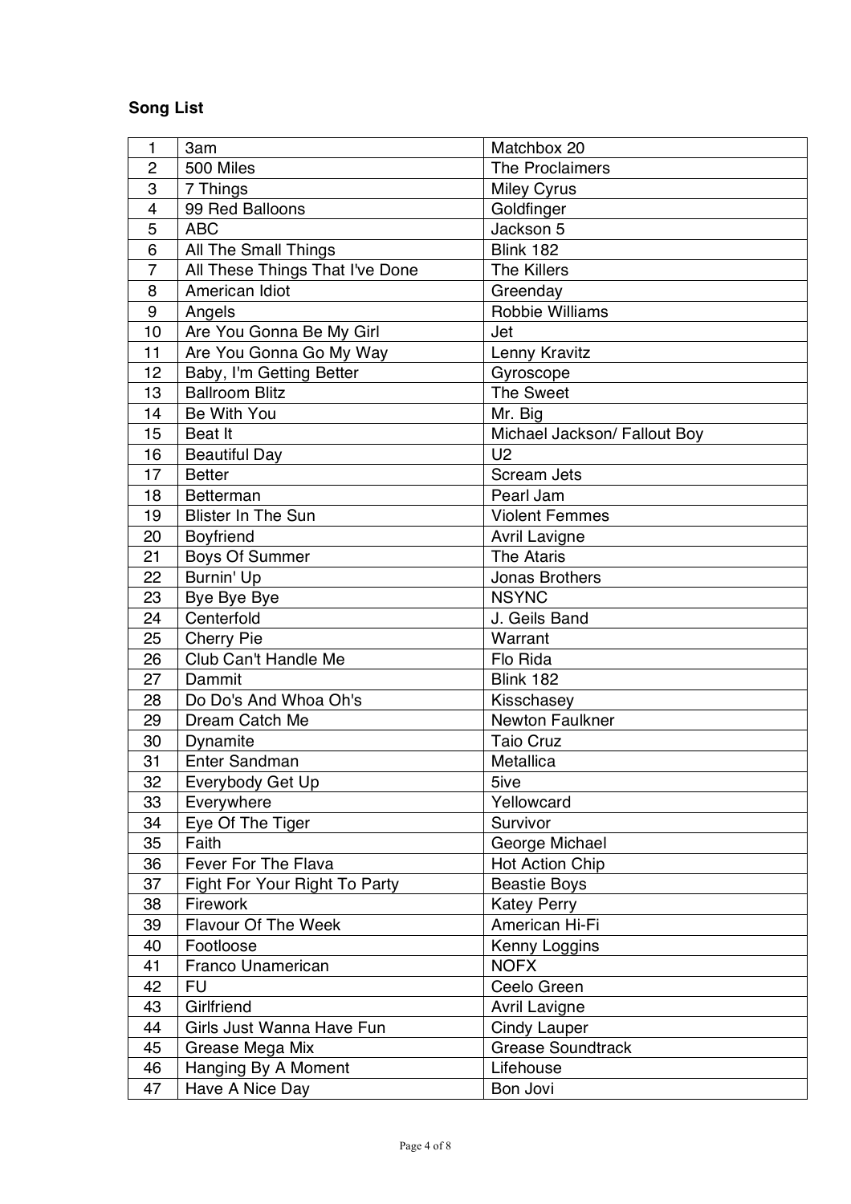**Song List**

| 1 | 3am | Matchbox 20 |
|---|---|---|
| 2 | 500 Miles | The Proclaimers |
| 3 | 7 Things | Miley Cyrus |
| 4 | 99 Red Balloons | Goldfinger |
| 5 | ABC | Jackson 5 |
| 6 | All The Small Things | Blink 182 |
| 7 | All These Things That I've Done | The Killers |
| 8 | American Idiot | Greenday |
| 9 | Angels | Robbie Williams |
| 10 | Are You Gonna Be My Girl | Jet |
| 11 | Are You Gonna Go My Way | Lenny Kravitz |
| 12 | Baby, I'm Getting Better | Gyroscope |
| 13 | Ballroom Blitz | The Sweet |
| 14 | Be With You | Mr. Big |
| 15 | Beat It | Michael Jackson/ Fallout Boy |
| 16 | Beautiful Day | U2 |
| 17 | Better | Scream Jets |
| 18 | Betterman | Pearl Jam |
| 19 | Blister In The Sun | Violent Femmes |
| 20 | Boyfriend | Avril Lavigne |
| 21 | Boys Of Summer | The Ataris |
| 22 | Burnin' Up | Jonas Brothers |
| 23 | Bye Bye Bye | NSYNC |
| 24 | Centerfold | J. Geils Band |
| 25 | Cherry Pie | Warrant |
| 26 | Club Can't Handle Me | Flo Rida |
| 27 | Dammit | Blink 182 |
| 28 | Do Do's And Whoa Oh's | Kisschasey |
| 29 | Dream Catch Me | Newton Faulkner |
| 30 | Dynamite | Taio Cruz |
| 31 | Enter Sandman | Metallica |
| 32 | Everybody Get Up | 5ive |
| 33 | Everywhere | Yellowcard |
| 34 | Eye Of The Tiger | Survivor |
| 35 | Faith | George Michael |
| 36 | Fever For The Flava | Hot Action Chip |
| 37 | Fight For Your Right To Party | Beastie Boys |
| 38 | Firework | Katey Perry |
| 39 | Flavour Of The Week | American Hi-Fi |
| 40 | Footloose | Kenny Loggins |
| 41 | Franco Unamerican | NOFX |
| 42 | FU | Ceelo Green |
| 43 | Girlfriend | Avril Lavigne |
| 44 | Girls Just Wanna Have Fun | Cindy Lauper |
| 45 | Grease Mega Mix | Grease Soundtrack |
| 46 | Hanging By A Moment | Lifehouse |
| 47 | Have A Nice Day | Bon Jovi |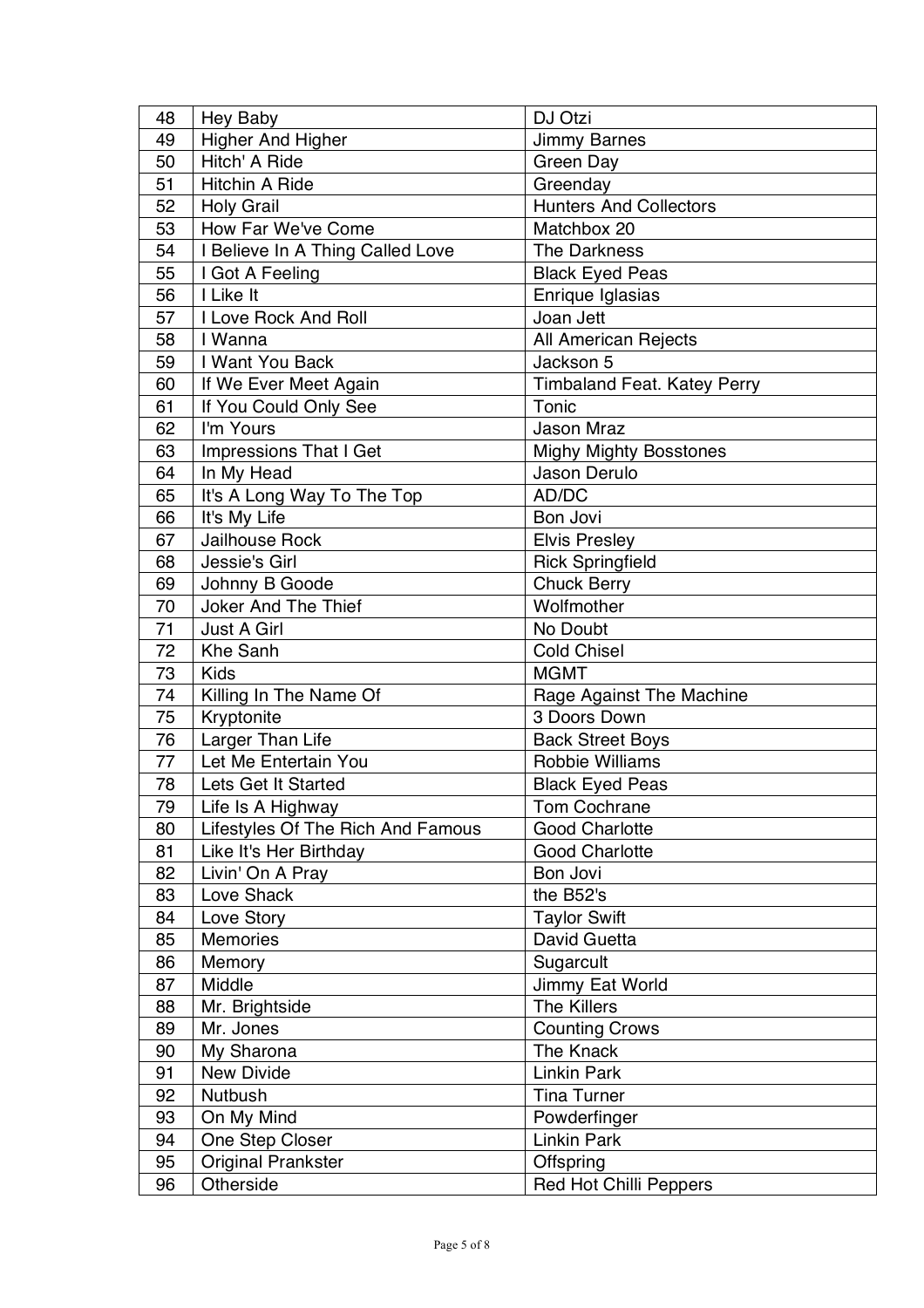| 48 | Hey Baby | DJ Otzi |
|---|---|---|
| 49 | Higher And Higher | Jimmy Barnes |
| 50 | Hitch' A Ride | Green Day |
| 51 | Hitchin A Ride | Greenday |
| 52 | Holy Grail | Hunters And Collectors |
| 53 | How Far We've Come | Matchbox 20 |
| 54 | I Believe In A Thing Called Love | The Darkness |
| 55 | I Got A Feeling | Black Eyed Peas |
| 56 | I Like It | Enrique Iglasias |
| 57 | I Love Rock And Roll | Joan Jett |
| 58 | I Wanna | All American Rejects |
| 59 | I Want You Back | Jackson 5 |
| 60 | If We Ever Meet Again | Timbaland Feat. Katey Perry |
| 61 | If You Could Only See | Tonic |
| 62 | I'm Yours | Jason Mraz |
| 63 | Impressions That I Get | Mighy Mighty Bosstones |
| 64 | In My Head | Jason Derulo |
| 65 | It's A Long Way To The Top | AD/DC |
| 66 | It's My Life | Bon Jovi |
| 67 | Jailhouse Rock | Elvis Presley |
| 68 | Jessie's Girl | Rick Springfield |
| 69 | Johnny B Goode | Chuck Berry |
| 70 | Joker And The Thief | Wolfmother |
| 71 | Just A Girl | No Doubt |
| 72 | Khe Sanh | Cold Chisel |
| 73 | Kids | MGMT |
| 74 | Killing In The Name Of | Rage Against The Machine |
| 75 | Kryptonite | 3 Doors Down |
| 76 | Larger Than Life | Back Street Boys |
| 77 | Let Me Entertain You | Robbie Williams |
| 78 | Lets Get It Started | Black Eyed Peas |
| 79 | Life Is A Highway | Tom Cochrane |
| 80 | Lifestyles Of The Rich And Famous | Good Charlotte |
| 81 | Like It's Her Birthday | Good Charlotte |
| 82 | Livin' On A Pray | Bon Jovi |
| 83 | Love Shack | the B52's |
| 84 | Love Story | Taylor Swift |
| 85 | Memories | David Guetta |
| 86 | Memory | Sugarcult |
| 87 | Middle | Jimmy Eat World |
| 88 | Mr. Brightside | The Killers |
| 89 | Mr. Jones | Counting Crows |
| 90 | My Sharona | The Knack |
| 91 | New Divide | Linkin Park |
| 92 | Nutbush | Tina Turner |
| 93 | On My Mind | Powderfinger |
| 94 | One Step Closer | Linkin Park |
| 95 | Original Prankster | Offspring |
| 96 | Otherside | Red Hot Chilli Peppers |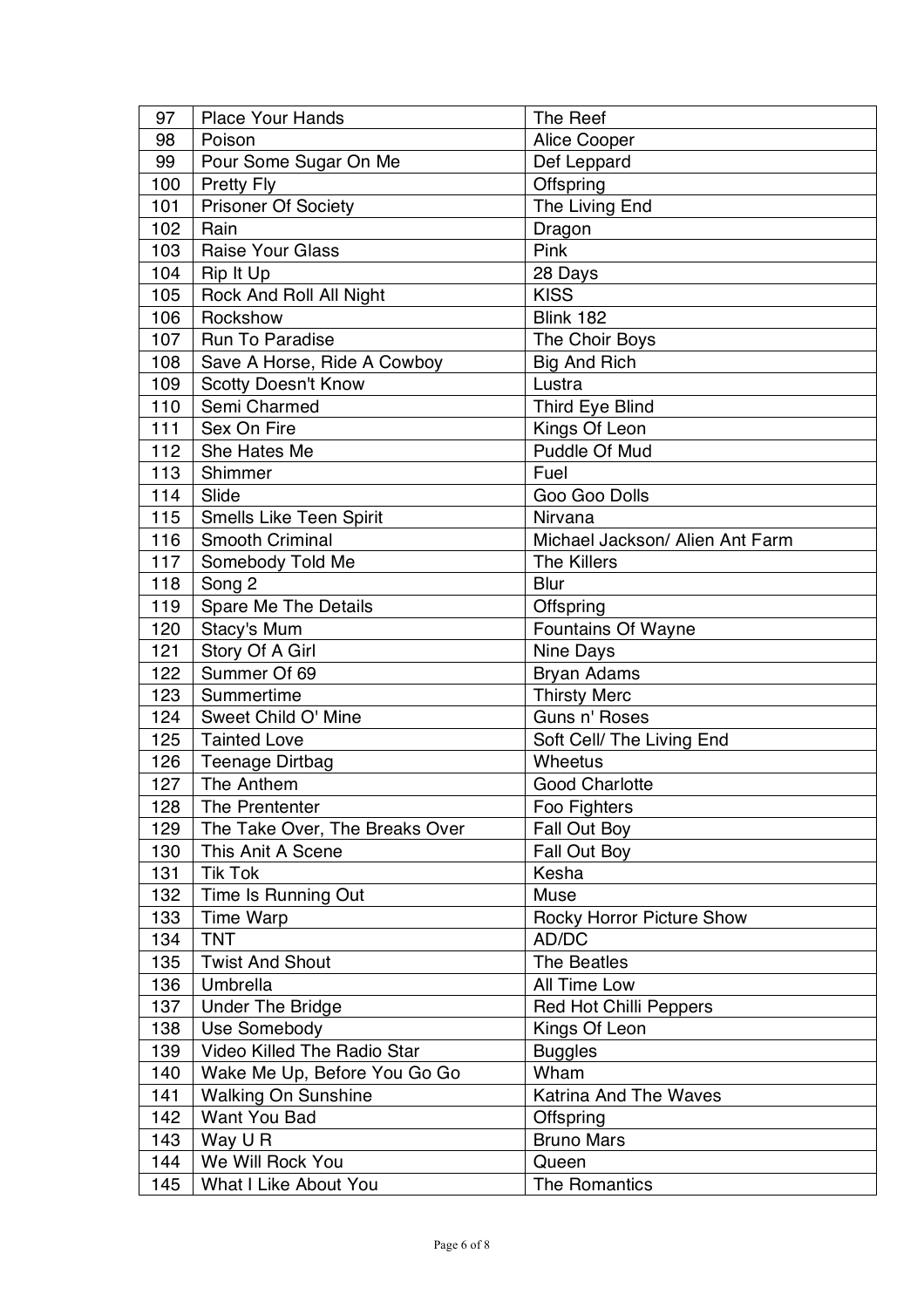| | | |
|---|---|---|
| 97 | Place Your Hands | The Reef |
| 98 | Poison | Alice Cooper |
| 99 | Pour Some Sugar On Me | Def Leppard |
| 100 | Pretty Fly | Offspring |
| 101 | Prisoner Of Society | The Living End |
| 102 | Rain | Dragon |
| 103 | Raise Your Glass | Pink |
| 104 | Rip It Up | 28 Days |
| 105 | Rock And Roll All Night | KISS |
| 106 | Rockshow | Blink 182 |
| 107 | Run To Paradise | The Choir Boys |
| 108 | Save A Horse, Ride A Cowboy | Big And Rich |
| 109 | Scotty Doesn't Know | Lustra |
| 110 | Semi Charmed | Third Eye Blind |
| 111 | Sex On Fire | Kings Of Leon |
| 112 | She Hates Me | Puddle Of Mud |
| 113 | Shimmer | Fuel |
| 114 | Slide | Goo Goo Dolls |
| 115 | Smells Like Teen Spirit | Nirvana |
| 116 | Smooth Criminal | Michael Jackson/ Alien Ant Farm |
| 117 | Somebody Told Me | The Killers |
| 118 | Song 2 | Blur |
| 119 | Spare Me The Details | Offspring |
| 120 | Stacy's Mum | Fountains Of Wayne |
| 121 | Story Of A Girl | Nine Days |
| 122 | Summer Of 69 | Bryan Adams |
| 123 | Summertime | Thirsty Merc |
| 124 | Sweet Child O' Mine | Guns n' Roses |
| 125 | Tainted Love | Soft Cell/ The Living End |
| 126 | Teenage Dirtbag | Wheetus |
| 127 | The Anthem | Good Charlotte |
| 128 | The Prententer | Foo Fighters |
| 129 | The Take Over, The Breaks Over | Fall Out Boy |
| 130 | This Anit A Scene | Fall Out Boy |
| 131 | Tik Tok | Kesha |
| 132 | Time Is Running Out | Muse |
| 133 | Time Warp | Rocky Horror Picture Show |
| 134 | TNT | AD/DC |
| 135 | Twist And Shout | The Beatles |
| 136 | Umbrella | All Time Low |
| 137 | Under The Bridge | Red Hot Chilli Peppers |
| 138 | Use Somebody | Kings Of Leon |
| 139 | Video Killed The Radio Star | Buggles |
| 140 | Wake Me Up, Before You Go Go | Wham |
| 141 | Walking On Sunshine | Katrina And The Waves |
| 142 | Want You Bad | Offspring |
| 143 | Way U R | Bruno Mars |
| 144 | We Will Rock You | Queen |
| 145 | What I Like About You | The Romantics |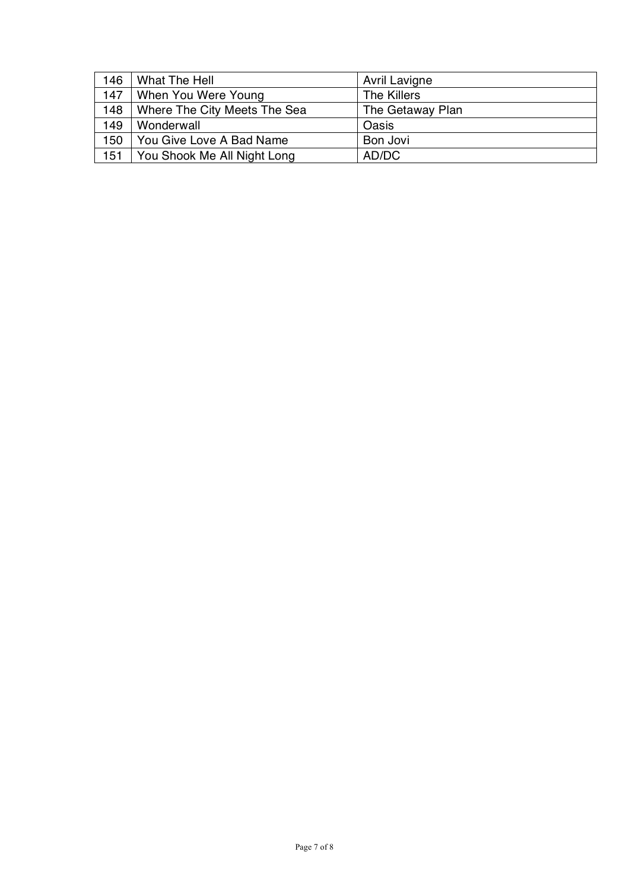| 146 | What The Hell | Avril Lavigne |
|---|---|---|
| 147 | When You Were Young | The Killers |
| 148 | Where The City Meets The Sea | The Getaway Plan |
| 149 | Wonderwall | Oasis |
| 150 | You Give Love A Bad Name | Bon Jovi |
| 151 | You Shook Me All Night Long | AD/DC |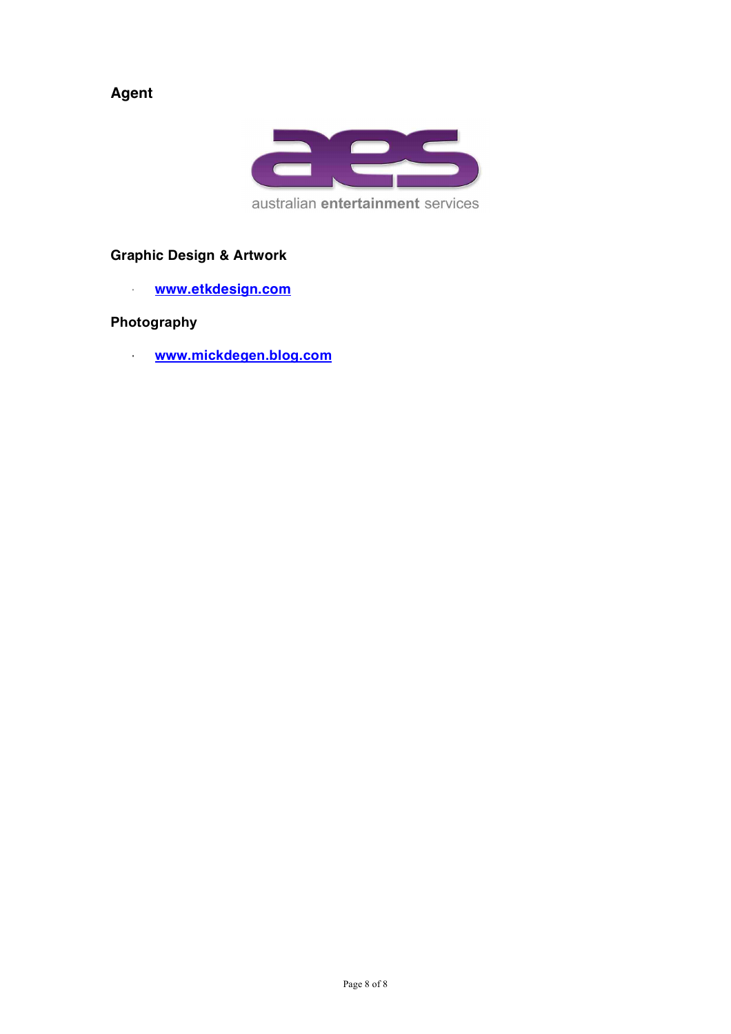**Agent**

australian **entertainment** services

**Graphic Design & Artwork**

- www.etkdesign.com

**Photography**

- www.mickdegen.blog.com